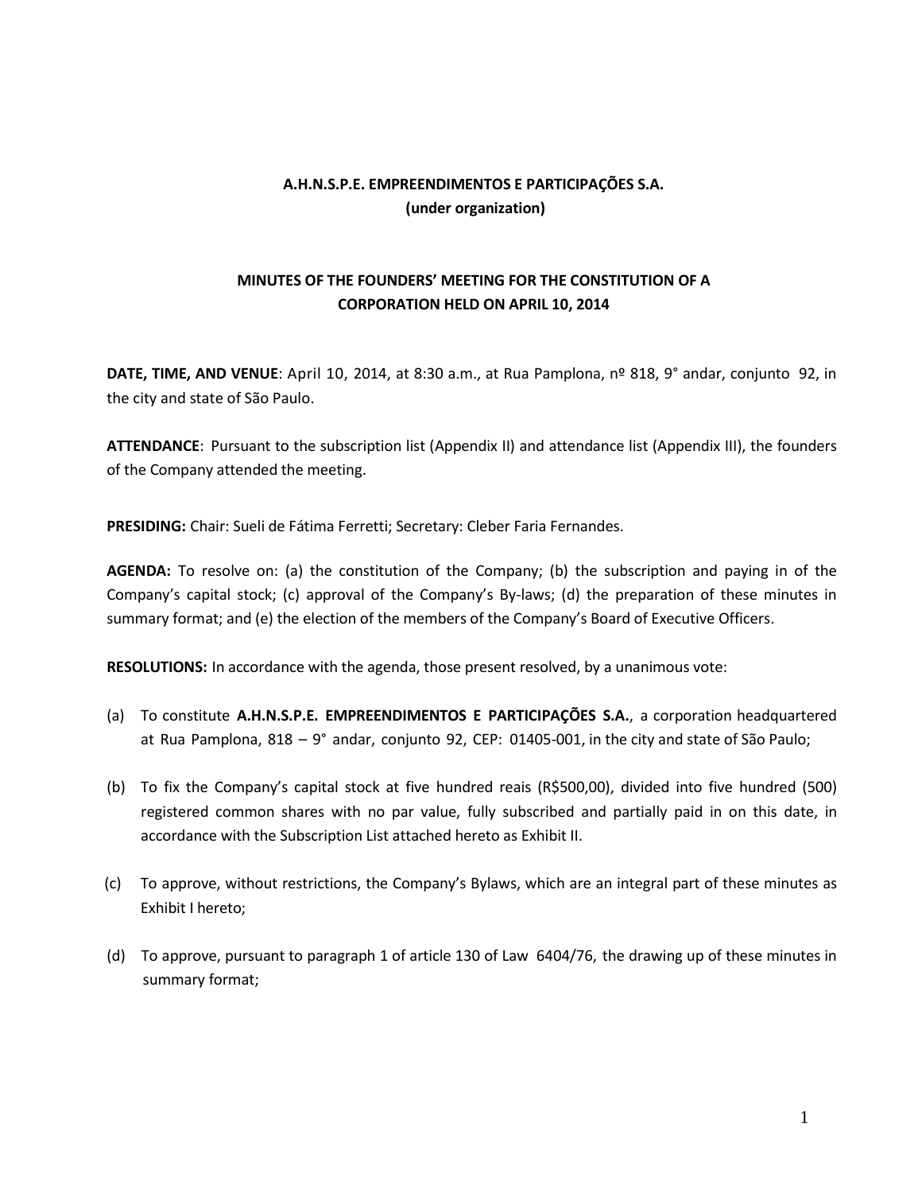**A.H.N.S.P.E. EMPREENDIMENTOS E PARTICIPAÇÕES S.A.**
**(under organization)**

**MINUTES OF THE FOUNDERS' MEETING FOR THE CONSTITUTION OF A CORPORATION HELD ON APRIL 10, 2014**

**DATE, TIME, AND VENUE**: April 10, 2014, at 8:30 a.m., at Rua Pamplona, nº 818, 9° andar, conjunto 92, in the city and state of São Paulo.

**ATTENDANCE**: Pursuant to the subscription list (Appendix II) and attendance list (Appendix III), the founders of the Company attended the meeting.

**PRESIDING:** Chair: Sueli de Fátima Ferretti; Secretary: Cleber Faria Fernandes.

**AGENDA:** To resolve on: (a) the constitution of the Company; (b) the subscription and paying in of the Company's capital stock; (c) approval of the Company's By-laws; (d) the preparation of these minutes in summary format; and (e) the election of the members of the Company's Board of Executive Officers.

**RESOLUTIONS:** In accordance with the agenda, those present resolved, by a unanimous vote:

(a) To constitute **A.H.N.S.P.E. EMPREENDIMENTOS E PARTICIPAÇÕES S.A.**, a corporation headquartered at Rua Pamplona, 818 – 9° andar, conjunto 92, CEP: 01405-001, in the city and state of São Paulo;

(b) To fix the Company's capital stock at five hundred reais (R$500,00), divided into five hundred (500) registered common shares with no par value, fully subscribed and partially paid in on this date, in accordance with the Subscription List attached hereto as Exhibit II.

(c) To approve, without restrictions, the Company's Bylaws, which are an integral part of these minutes as Exhibit I hereto;

(d) To approve, pursuant to paragraph 1 of article 130 of Law 6404/76, the drawing up of these minutes in summary format;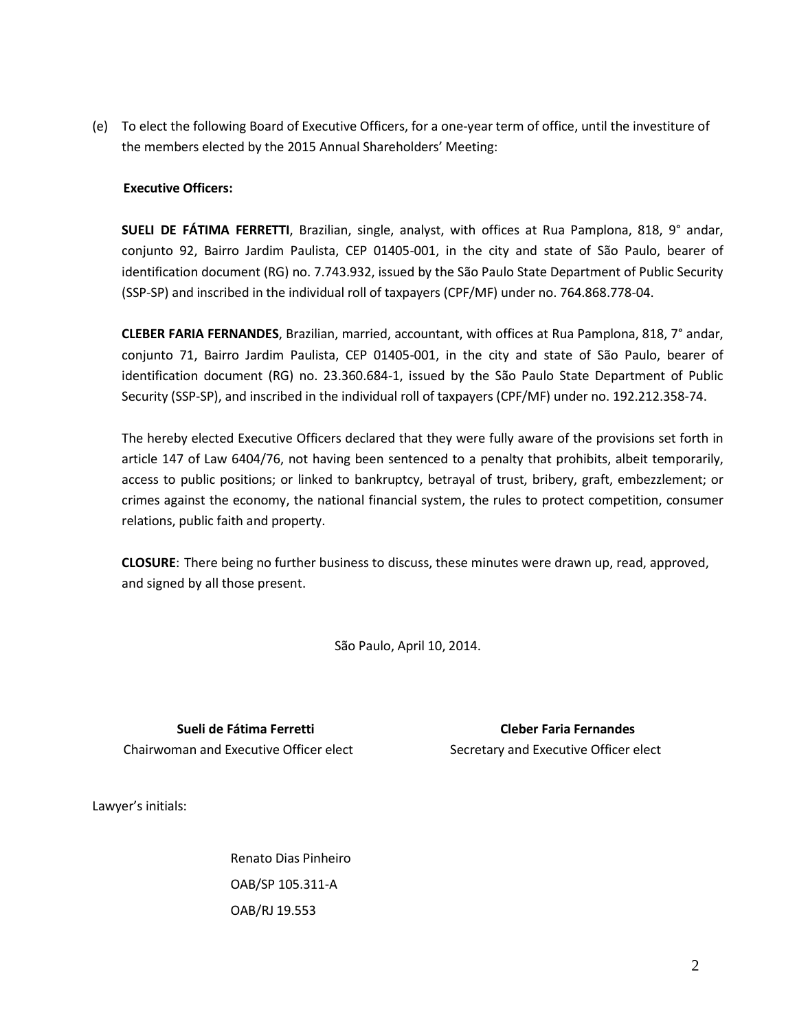(e) To elect the following Board of Executive Officers, for a one-year term of office, until the investiture of the members elected by the 2015 Annual Shareholders' Meeting:

**Executive Officers:**

**SUELI DE FÁTIMA FERRETTI**, Brazilian, single, analyst, with offices at Rua Pamplona, 818, 9° andar, conjunto 92, Bairro Jardim Paulista, CEP 01405-001, in the city and state of São Paulo, bearer of identification document (RG) no. 7.743.932, issued by the São Paulo State Department of Public Security (SSP-SP) and inscribed in the individual roll of taxpayers (CPF/MF) under no. 764.868.778-04.

**CLEBER FARIA FERNANDES**, Brazilian, married, accountant, with offices at Rua Pamplona, 818, 7° andar, conjunto 71, Bairro Jardim Paulista, CEP 01405-001, in the city and state of São Paulo, bearer of identification document (RG) no. 23.360.684-1, issued by the São Paulo State Department of Public Security (SSP-SP), and inscribed in the individual roll of taxpayers (CPF/MF) under no. 192.212.358-74.

The hereby elected Executive Officers declared that they were fully aware of the provisions set forth in article 147 of Law 6404/76, not having been sentenced to a penalty that prohibits, albeit temporarily, access to public positions; or linked to bankruptcy, betrayal of trust, bribery, graft, embezzlement; or crimes against the economy, the national financial system, the rules to protect competition, consumer relations, public faith and property.

**CLOSURE**: There being no further business to discuss, these minutes were drawn up, read, approved, and signed by all those present.

São Paulo, April 10, 2014.

**Sueli de Fátima Ferretti**
Chairwoman and Executive Officer elect

**Cleber Faria Fernandes**
Secretary and Executive Officer elect

Lawyer's initials:

Renato Dias Pinheiro
OAB/SP 105.311-A
OAB/RJ 19.553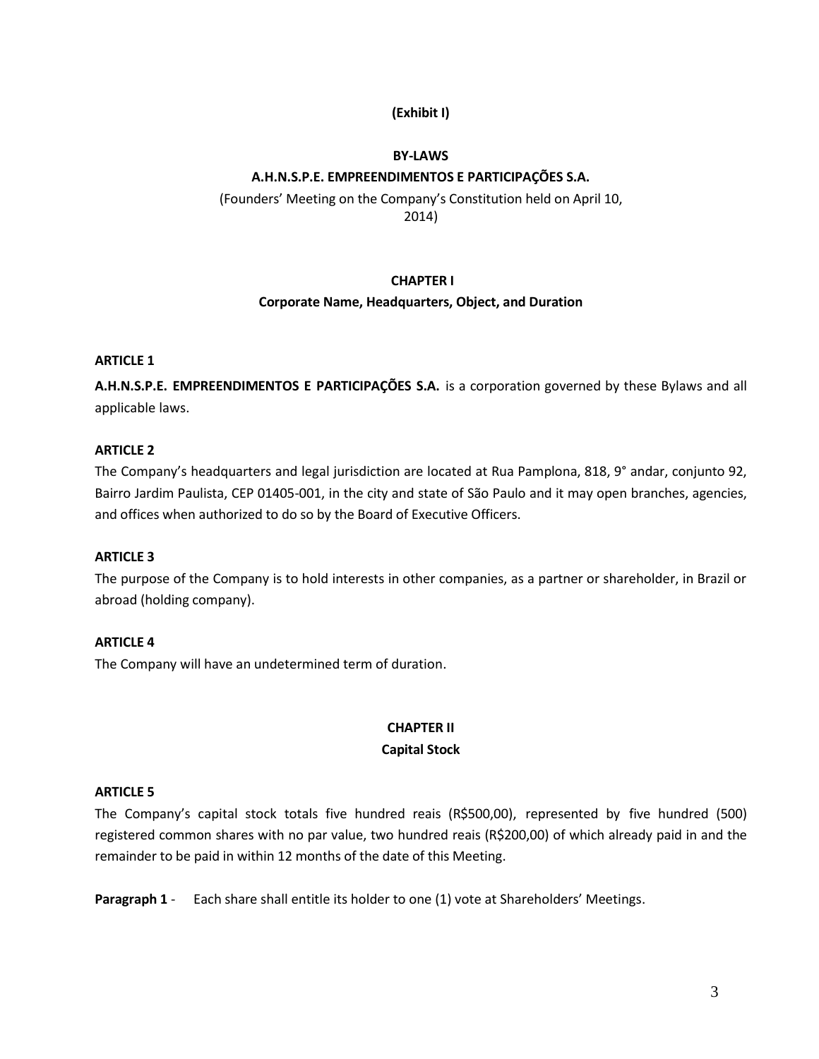**(Exhibit I)**

**BY-LAWS**

**A.H.N.S.P.E. EMPREENDIMENTOS E PARTICIPAÇÕES S.A.**

(Founders' Meeting on the Company's Constitution held on April 10, 2014)

## CHAPTER I

## Corporate Name, Headquarters, Object, and Duration

**ARTICLE 1**

**A.H.N.S.P.E. EMPREENDIMENTOS E PARTICIPAÇÕES S.A.** is a corporation governed by these Bylaws and all applicable laws.

**ARTICLE 2**

The Company's headquarters and legal jurisdiction are located at Rua Pamplona, 818, 9° andar, conjunto 92, Bairro Jardim Paulista, CEP 01405-001, in the city and state of São Paulo and it may open branches, agencies, and offices when authorized to do so by the Board of Executive Officers.

**ARTICLE 3**

The purpose of the Company is to hold interests in other companies, as a partner or shareholder, in Brazil or abroad (holding company).

**ARTICLE 4**

The Company will have an undetermined term of duration.

## CHAPTER II

## Capital Stock

**ARTICLE 5**

The Company's capital stock totals five hundred reais (R$500,00), represented by five hundred (500) registered common shares with no par value, two hundred reais (R$200,00) of which already paid in and the remainder to be paid in within 12 months of the date of this Meeting.

**Paragraph 1** - Each share shall entitle its holder to one (1) vote at Shareholders' Meetings.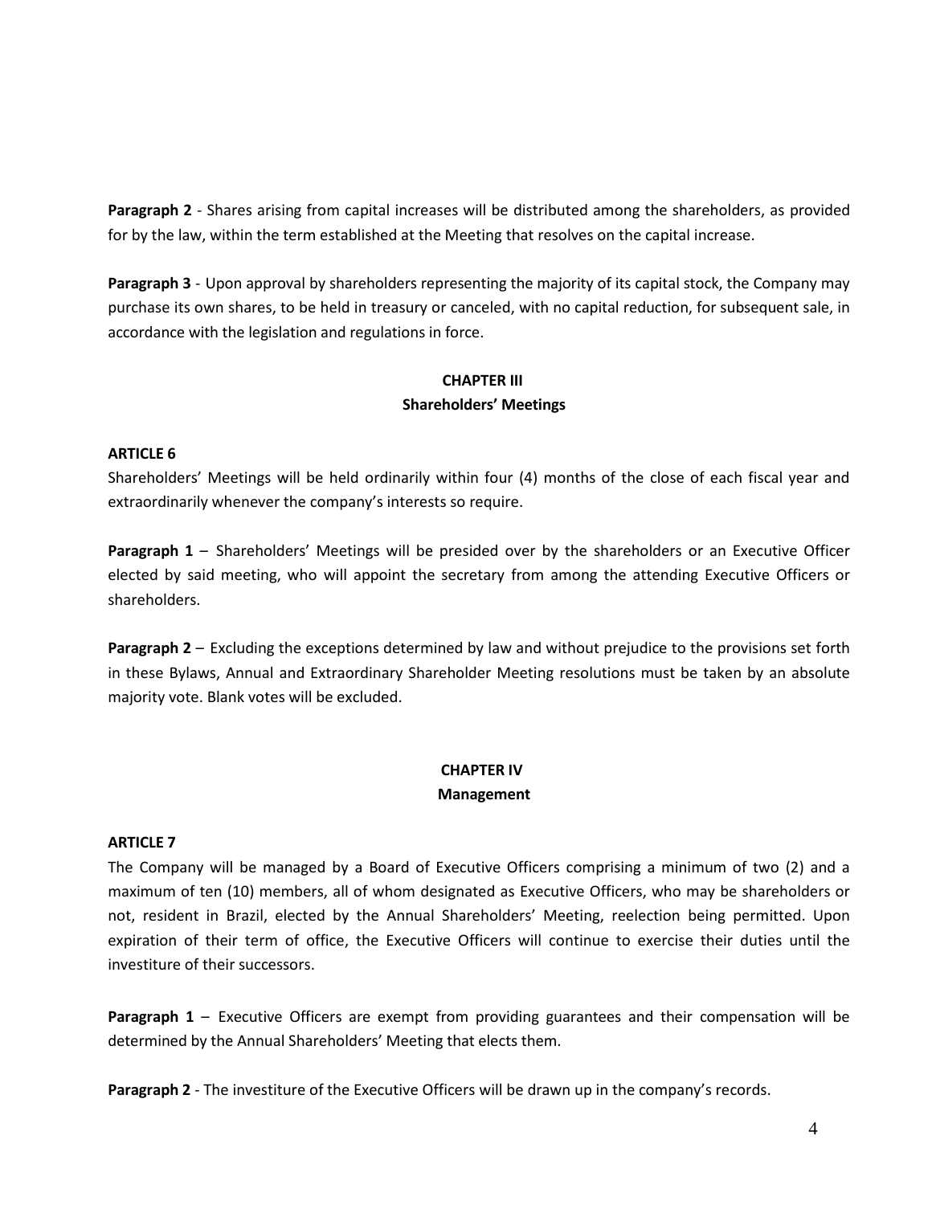**Paragraph 2** - Shares arising from capital increases will be distributed among the shareholders, as provided for by the law, within the term established at the Meeting that resolves on the capital increase.

**Paragraph 3** - Upon approval by shareholders representing the majority of its capital stock, the Company may purchase its own shares, to be held in treasury or canceled, with no capital reduction, for subsequent sale, in accordance with the legislation and regulations in force.

## CHAPTER III
## Shareholders' Meetings

### ARTICLE 6

Shareholders' Meetings will be held ordinarily within four (4) months of the close of each fiscal year and extraordinarily whenever the company's interests so require.

**Paragraph 1** – Shareholders' Meetings will be presided over by the shareholders or an Executive Officer elected by said meeting, who will appoint the secretary from among the attending Executive Officers or shareholders.

**Paragraph 2** – Excluding the exceptions determined by law and without prejudice to the provisions set forth in these Bylaws, Annual and Extraordinary Shareholder Meeting resolutions must be taken by an absolute majority vote. Blank votes will be excluded.

## CHAPTER IV
## Management

### ARTICLE 7

The Company will be managed by a Board of Executive Officers comprising a minimum of two (2) and a maximum of ten (10) members, all of whom designated as Executive Officers, who may be shareholders or not, resident in Brazil, elected by the Annual Shareholders' Meeting, reelection being permitted. Upon expiration of their term of office, the Executive Officers will continue to exercise their duties until the investiture of their successors.

**Paragraph 1** – Executive Officers are exempt from providing guarantees and their compensation will be determined by the Annual Shareholders' Meeting that elects them.

**Paragraph 2** - The investiture of the Executive Officers will be drawn up in the company's records.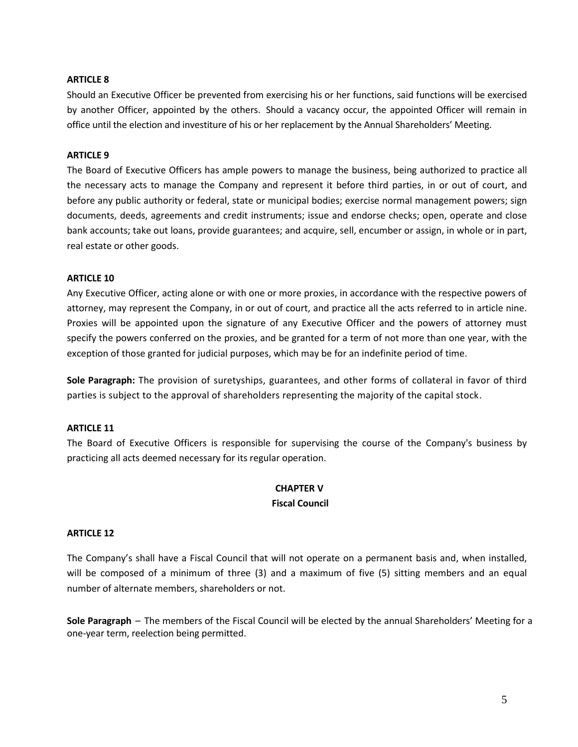**ARTICLE 8**

Should an Executive Officer be prevented from exercising his or her functions, said functions will be exercised by another Officer, appointed by the others. Should a vacancy occur, the appointed Officer will remain in office until the election and investiture of his or her replacement by the Annual Shareholders' Meeting.

**ARTICLE 9**

The Board of Executive Officers has ample powers to manage the business, being authorized to practice all the necessary acts to manage the Company and represent it before third parties, in or out of court, and before any public authority or federal, state or municipal bodies; exercise normal management powers; sign documents, deeds, agreements and credit instruments; issue and endorse checks; open, operate and close bank accounts; take out loans, provide guarantees; and acquire, sell, encumber or assign, in whole or in part, real estate or other goods.

**ARTICLE 10**

Any Executive Officer, acting alone or with one or more proxies, in accordance with the respective powers of attorney, may represent the Company, in or out of court, and practice all the acts referred to in article nine. Proxies will be appointed upon the signature of any Executive Officer and the powers of attorney must specify the powers conferred on the proxies, and be granted for a term of not more than one year, with the exception of those granted for judicial purposes, which may be for an indefinite period of time.

**Sole Paragraph:** The provision of suretyships, guarantees, and other forms of collateral in favor of third parties is subject to the approval of shareholders representing the majority of the capital stock.

**ARTICLE 11**

The Board of Executive Officers is responsible for supervising the course of the Company's business by practicing all acts deemed necessary for its regular operation.

## CHAPTER V
## Fiscal Council

**ARTICLE 12**

The Company's shall have a Fiscal Council that will not operate on a permanent basis and, when installed, will be composed of a minimum of three (3) and a maximum of five (5) sitting members and an equal number of alternate members, shareholders or not.

**Sole Paragraph** – The members of the Fiscal Council will be elected by the annual Shareholders' Meeting for a one-year term, reelection being permitted.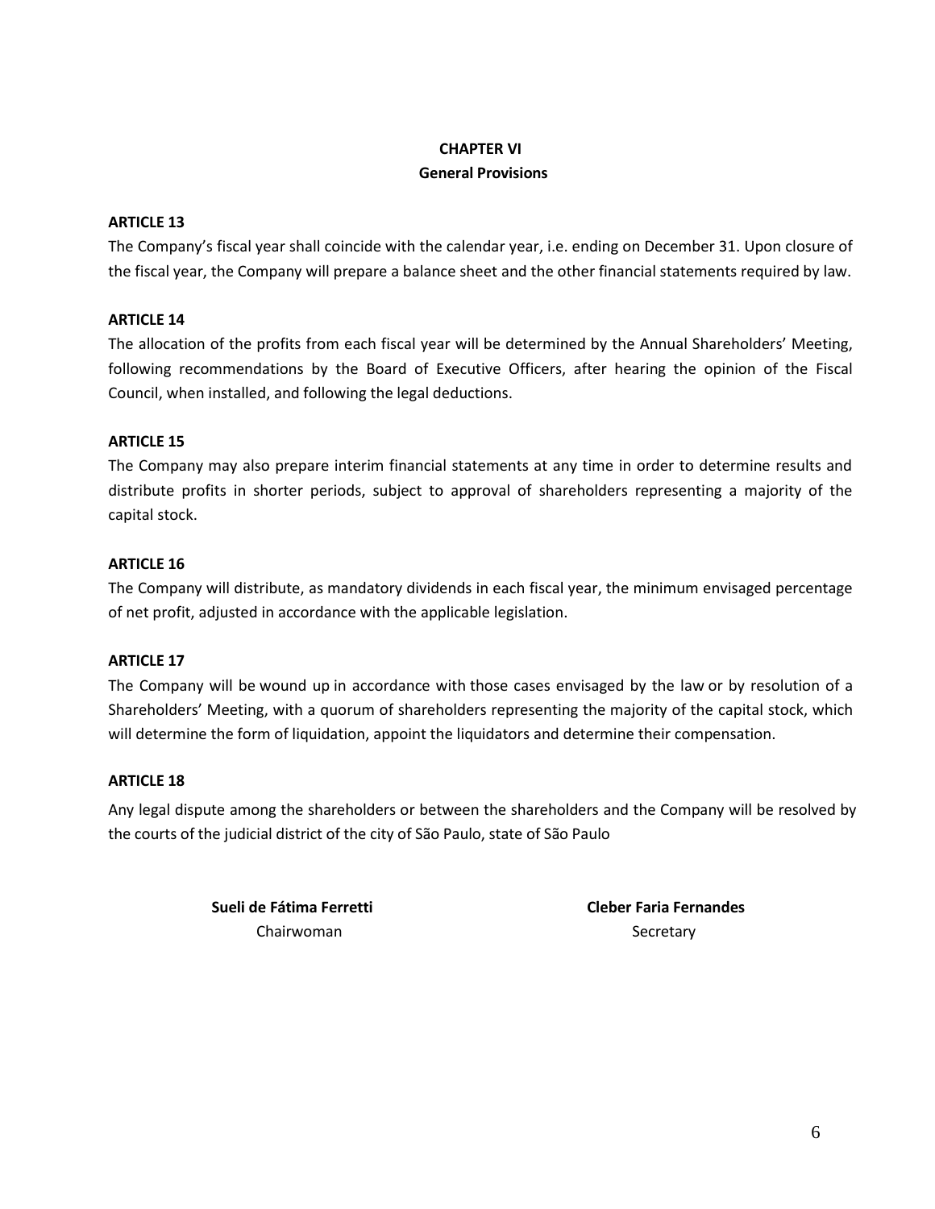## CHAPTER VI
## General Provisions

**ARTICLE 13**

The Company's fiscal year shall coincide with the calendar year, i.e. ending on December 31. Upon closure of the fiscal year, the Company will prepare a balance sheet and the other financial statements required by law.

**ARTICLE 14**

The allocation of the profits from each fiscal year will be determined by the Annual Shareholders' Meeting, following recommendations by the Board of Executive Officers, after hearing the opinion of the Fiscal Council, when installed, and following the legal deductions.

**ARTICLE 15**

The Company may also prepare interim financial statements at any time in order to determine results and distribute profits in shorter periods, subject to approval of shareholders representing a majority of the capital stock.

**ARTICLE 16**

The Company will distribute, as mandatory dividends in each fiscal year, the minimum envisaged percentage of net profit, adjusted in accordance with the applicable legislation.

**ARTICLE 17**

The Company will be wound up in accordance with those cases envisaged by the law or by resolution of a Shareholders' Meeting, with a quorum of shareholders representing the majority of the capital stock, which will determine the form of liquidation, appoint the liquidators and determine their compensation.

**ARTICLE 18**

Any legal dispute among the shareholders or between the shareholders and the Company will be resolved by the courts of the judicial district of the city of São Paulo, state of São Paulo

**Sueli de Fátima Ferretti**
Chairwoman

**Cleber Faria Fernandes**
Secretary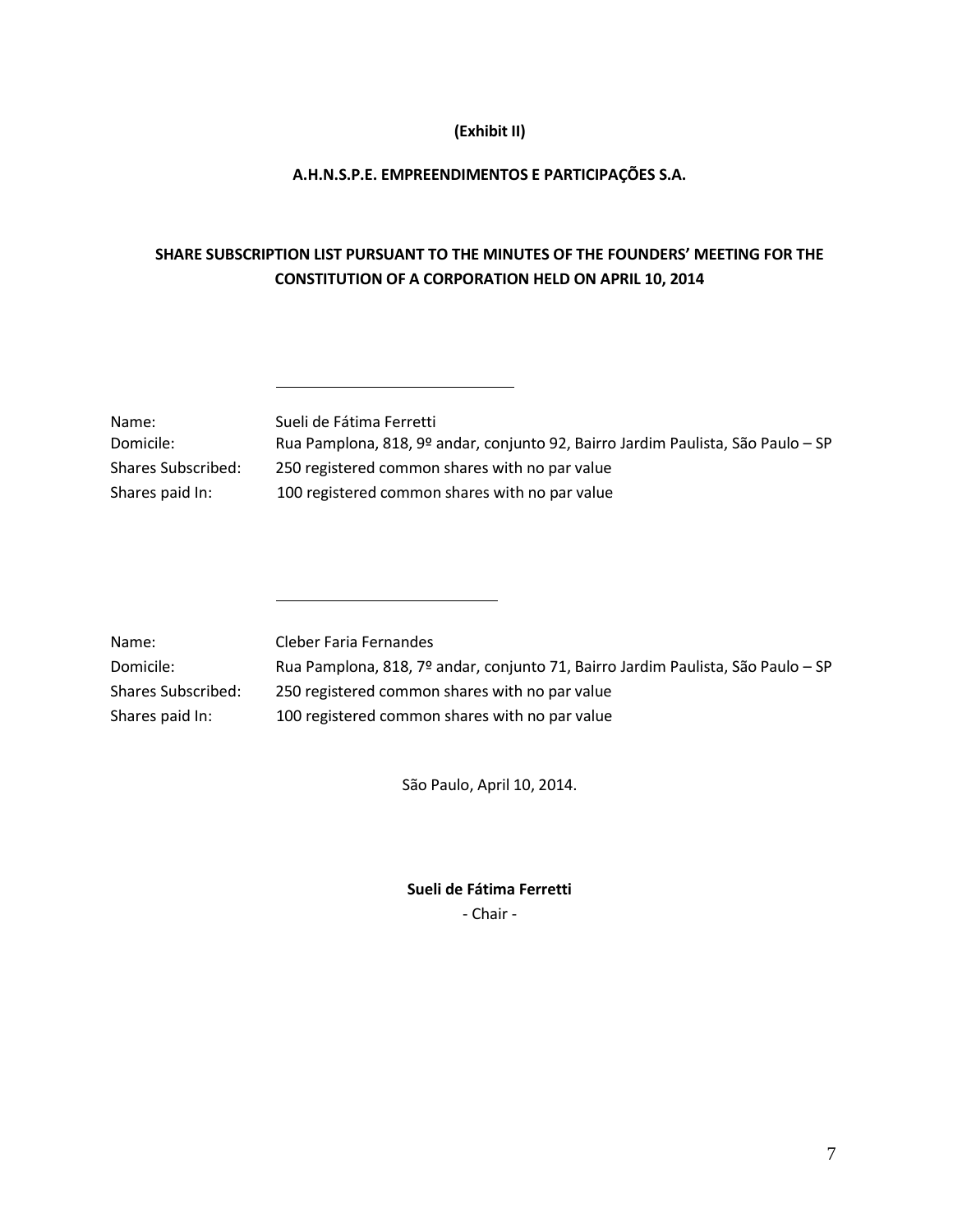**(Exhibit II)**

**A.H.N.S.P.E. EMPREENDIMENTOS E PARTICIPAÇÕES S.A.**

**SHARE SUBSCRIPTION LIST PURSUANT TO THE MINUTES OF THE FOUNDERS' MEETING FOR THE CONSTITUTION OF A CORPORATION HELD ON APRIL 10, 2014**

\_\_\_\_\_\_\_\_\_\_\_\_\_\_\_\_\_\_\_\_\_\_\_\_\_\_\_\_\_\_

Name: Sueli de Fátima Ferretti
Domicile: Rua Pamplona, 818, 9º andar, conjunto 92, Bairro Jardim Paulista, São Paulo – SP
Shares Subscribed: 250 registered common shares with no par value
Shares paid In: 100 registered common shares with no par value

\_\_\_\_\_\_\_\_\_\_\_\_\_\_\_\_\_\_\_\_\_\_\_\_\_\_\_\_\_\_

Name: Cleber Faria Fernandes
Domicile: Rua Pamplona, 818, 7º andar, conjunto 71, Bairro Jardim Paulista, São Paulo – SP
Shares Subscribed: 250 registered common shares with no par value
Shares paid In: 100 registered common shares with no par value

São Paulo, April 10, 2014.

**Sueli de Fátima Ferretti**
\- Chair -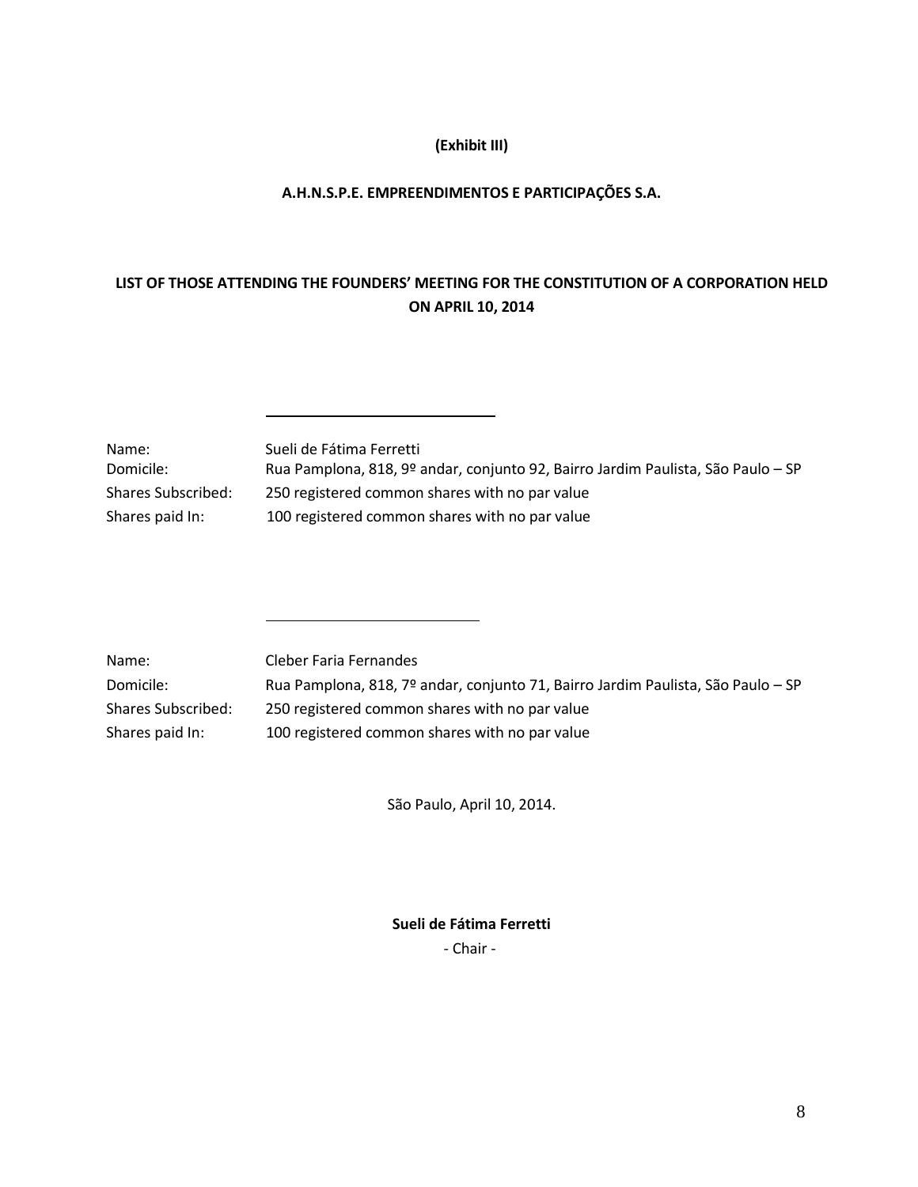**(Exhibit III)**

**A.H.N.S.P.E. EMPREENDIMENTOS E PARTICIPAÇÕES S.A.**

**LIST OF THOSE ATTENDING THE FOUNDERS' MEETING FOR THE CONSTITUTION OF A CORPORATION HELD ON APRIL 10, 2014**

\_\_\_\_\_\_\_\_\_\_\_\_\_\_\_\_\_\_\_\_\_\_\_\_\_\_\_\_

| | |
|---|---|
| Name: | Sueli de Fátima Ferretti |
| Domicile: | Rua Pamplona, 818, 9º andar, conjunto 92, Bairro Jardim Paulista, São Paulo – SP |
| Shares Subscribed: | 250 registered common shares with no par value |
| Shares paid In: | 100 registered common shares with no par value |

\_\_\_\_\_\_\_\_\_\_\_\_\_\_\_\_\_\_\_\_\_\_\_\_\_\_\_\_

| | |
|---|---|
| Name: | Cleber Faria Fernandes |
| Domicile: | Rua Pamplona, 818, 7º andar, conjunto 71, Bairro Jardim Paulista, São Paulo – SP |
| Shares Subscribed: | 250 registered common shares with no par value |
| Shares paid In: | 100 registered common shares with no par value |

São Paulo, April 10, 2014.

**Sueli de Fátima Ferretti**

- Chair -